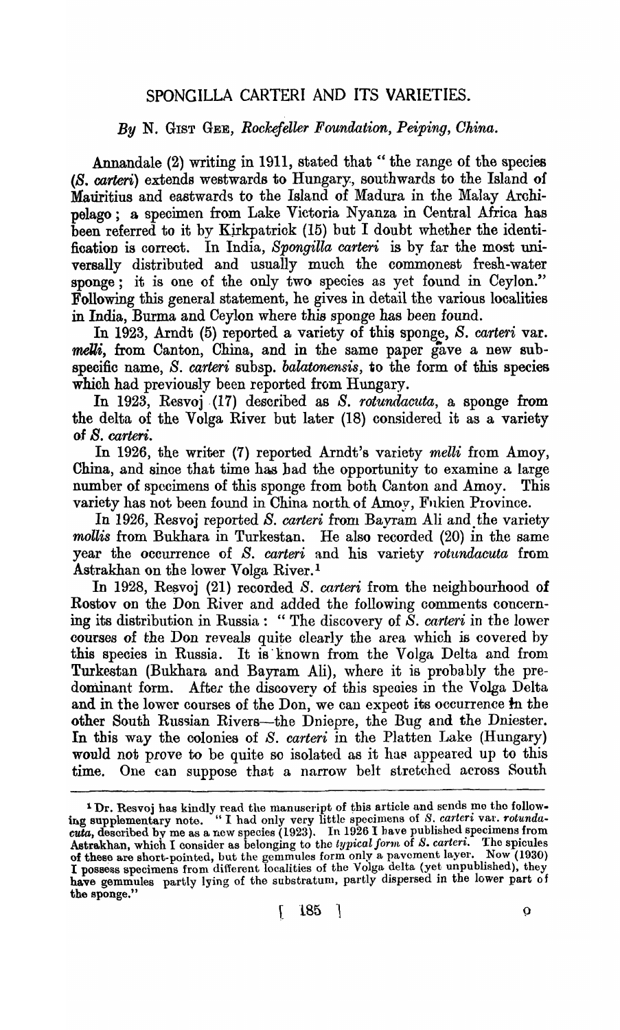# SPONGILLA CARTERI AND ITS VARIETIES.

*By* N. GIST GEE, *Rockefeller Foundation, Peiping, China.*

Annandale (2) writing in 1911, stated that "the range of the species (*S. carteri*) extends westwards to Hungary, southwards to the Island of Mauritius and eastwards to the Island of Madura in the Malay Archipelago; a specimen from Lake Victoria Nyanza in Central Africa has been referred to it by Kirkpatrick (15) but I doubt whether the identification is correct. In India, *Spongilla carteri* is by far the most universally distributed and usually much the commonest fresh-water sponge; it is one of the only two species as yet found in Ceylon." Following this general statement, he gives in detail the various localities in India, Burma and Ceylon where this sponge has been found.

In 1923, Arndt (5) reported a variety of this sponge, *S. carteri* var. *melli*, from Canton, China, and in the same paper gave a new subspecific name, *S. carteri* subsp. *balatonensis*, to the form of this species which had previously been reported from Hungary.

In 1923, Resvoj (17) described as *S. rotundacuta*, a sponge from the delta of the Volga River but later (18) considered it as a variety of *S. carteri*.

In 1926, the writer (7) reported Arndt's variety *melli* from Amoy, China, and since that time has had the opportunity to examine a large number of specimens of this sponge from both Canton and Amoy. This variety has not been found in China north of Amoy, Fukien Province.

In 1926, Resvoj reported *S. carteri* from Bayram Ali and the variety *mollis* from Bukhara in Turkestan. He also recorded (20) in the same year the occurrence of *S. carteri* and his variety *rotundacuta* from Astrakhan on the lower Volga River.[1]

In 1928, Resvoj (21) recorded *S. carteri* from the neighbourhood of Rostov on the Don River and added the following comments concerning its distribution in Russia: "The discovery of *S. carteri* in the lower courses of the Don reveals quite clearly the area which is covered by this species in Russia. It is known from the Volga Delta and from Turkestan (Bukhara and Bayram Ali), where it is probably the predominant form. After the discovery of this species in the Volga Delta and in the lower courses of the Don, we can expect its occurrence in the other South Russian Rivers—the Dniepre, the Bug and the Dniester. In this way the colonies of *S. carteri* in the Platten Lake (Hungary) would not prove to be quite so isolated as it has appeared up to this time. One can suppose that a narrow belt stretched across South

---

[1] Dr. Resvoj has kindly read the manuscript of this article and sends me the following supplementary note. "I had only very little specimens of *S. carteri* var. *rotundacuta*, described by me as a new species (1923). In 1926 I have published specimens from Astrakhan, which I consider as belonging to the *typical form* of *S. carteri*. The spicules of these are short-pointed, but the gemmules form only a pavement layer. Now (1930) I possess specimens from different localities of the Volga delta (yet unpublished), they have gemmules partly lying of the substratum, partly dispersed in the lower part of the sponge."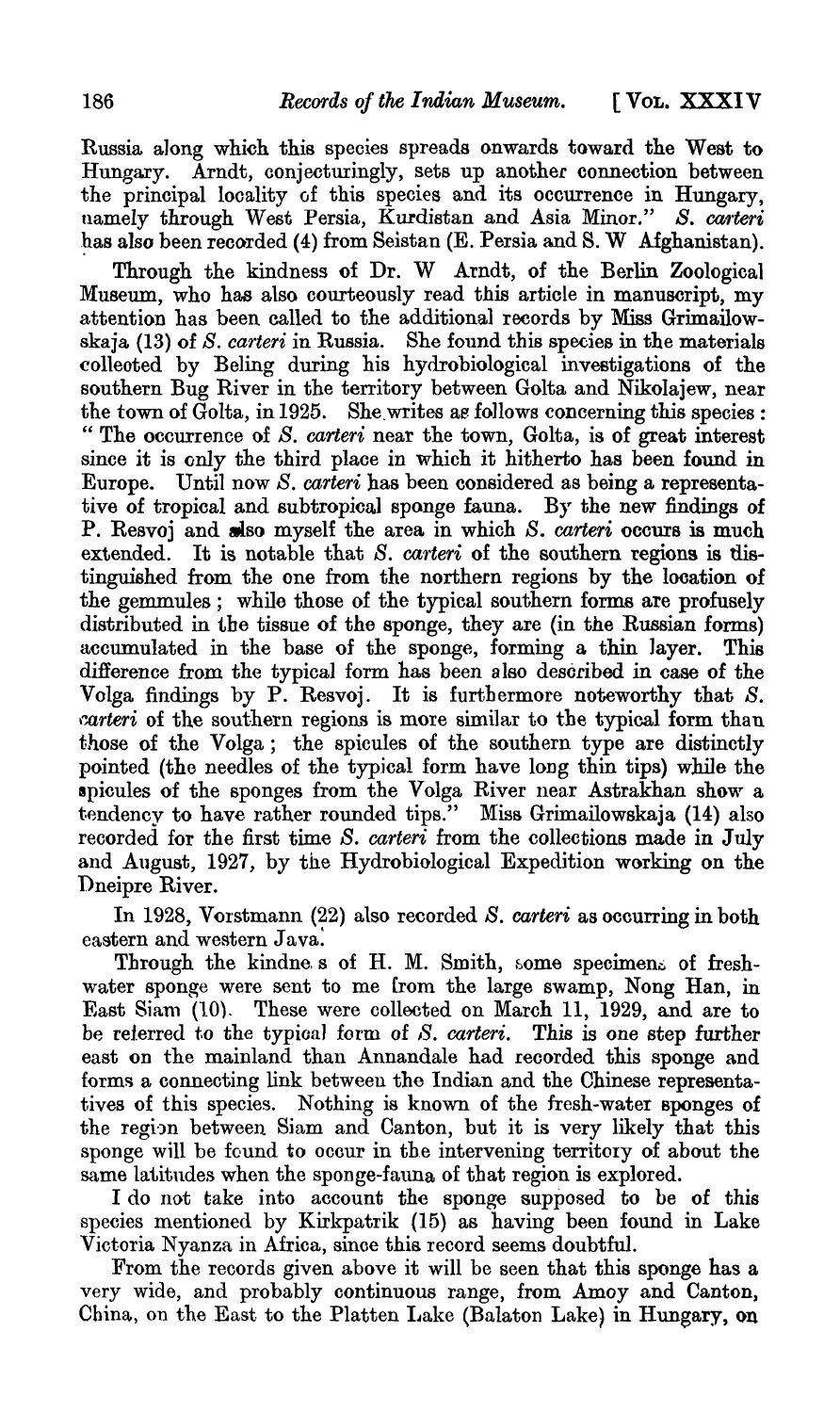Russia along which this species spreads onwards toward the West to Hungary. Arndt, conjecturingly, sets up another connection between the principal locality of this species and its occurrence in Hungary, namely through West Persia, Kurdistan and Asia Minor." *S. carteri* has also been recorded (4) from Seistan (E. Persia and S. W Afghanistan).

Through the kindness of Dr. W Arndt, of the Berlin Zoological Museum, who has also courteously read this article in manuscript, my attention has been called to the additional records by Miss Grimailowskaja (13) of *S. carteri* in Russia. She found this species in the materials collected by Beling during his hydrobiological investigations of the southern Bug River in the territory between Golta and Nikolajew, near the town of Golta, in 1925. She writes as follows concerning this species: "The occurrence of *S. carteri* near the town, Golta, is of great interest since it is only the third place in which it hitherto has been found in Europe. Until now *S. carteri* has been considered as being a representative of tropical and subtropical sponge fauna. By the new findings of P. Resvoj and also myself the area in which *S. carteri* occurs is much extended. It is notable that *S. carteri* of the southern regions is distinguished from the one from the northern regions by the location of the gemmules; while those of the typical southern forms are profusely distributed in the tissue of the sponge, they are (in the Russian forms) accumulated in the base of the sponge, forming a thin layer. This difference from the typical form has been also described in case of the Volga findings by P. Resvoj. It is furthermore noteworthy that *S. carteri* of the southern regions is more similar to the typical form than those of the Volga; the spicules of the southern type are distinctly pointed (the needles of the typical form have long thin tips) while the spicules of the sponges from the Volga River near Astrakhan show a tendency to have rather rounded tips." Miss Grimailowskaja (14) also recorded for the first time *S. carteri* from the collections made in July and August, 1927, by the Hydrobiological Expedition working on the Dneipre River.

In 1928, Vorstmann (22) also recorded *S. carteri* as occurring in both eastern and western Java.

Through the kindness of H. M. Smith, some specimens of fresh-water sponge were sent to me from the large swamp, Nong Han, in East Siam (10). These were collected on March 11, 1929, and are to be referred to the typical form of *S. carteri*. This is one step further east on the mainland than Annandale had recorded this sponge and forms a connecting link between the Indian and the Chinese representatives of this species. Nothing is known of the fresh-water sponges of the region between Siam and Canton, but it is very likely that this sponge will be found to occur in the intervening territory of about the same latitudes when the sponge-fauna of that region is explored.

I do not take into account the sponge supposed to be of this species mentioned by Kirkpatrik (15) as having been found in Lake Victoria Nyanza in Africa, since this record seems doubtful.

From the records given above it will be seen that this sponge has a very wide, and probably continuous range, from Amoy and Canton, China, on the East to the Platten Lake (Balaton Lake) in Hungary, on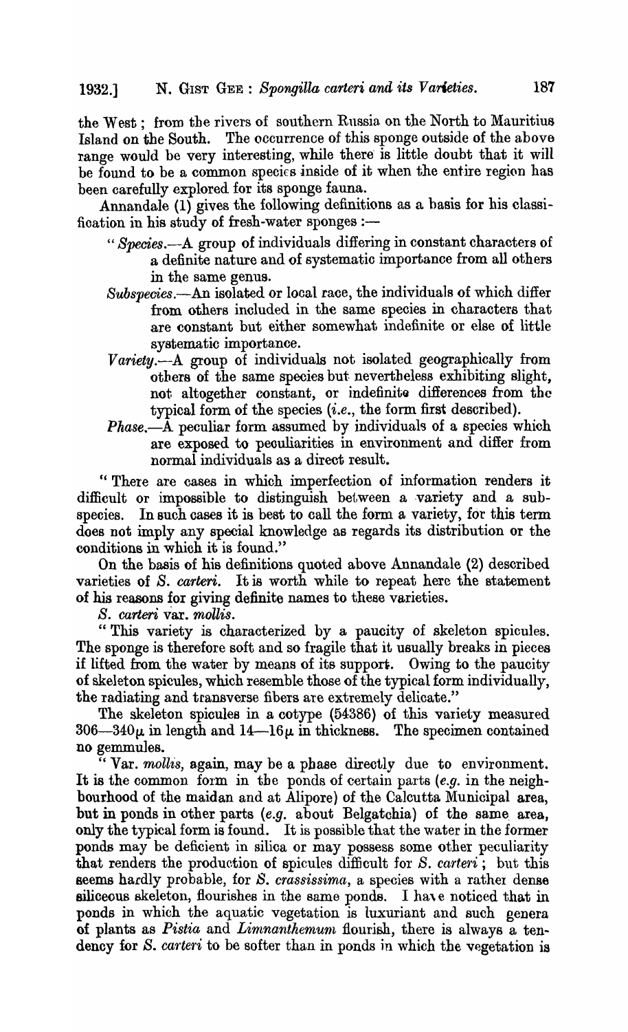the West; from the rivers of southern Russia on the North to Mauritius Island on the South. The occurrence of this sponge outside of the above range would be very interesting, while there is little doubt that it will be found to be a common species inside of it when the entire region has been carefully explored for its sponge fauna.

Annandale (1) gives the following definitions as a basis for his classification in his study of fresh-water sponges :—

"*Species.*—A group of individuals differing in constant characters of a definite nature and of systematic importance from all others in the same genus.

*Subspecies.*—An isolated or local race, the individuals of which differ from others included in the same species in characters that are constant but either somewhat indefinite or else of little systematic importance.

*Variety.*—A group of individuals not isolated geographically from others of the same species but nevertheless exhibiting slight, not altogether constant, or indefinite differences from the typical form of the species (*i.e.*, the form first described).

*Phase.*—A peculiar form assumed by individuals of a species which are exposed to peculiarities in environment and differ from normal individuals as a direct result.

"There are cases in which imperfection of information renders it difficult or impossible to distinguish between a variety and a subspecies. In such cases it is best to call the form a variety, for this term does not imply any special knowledge as regards its distribution or the conditions in which it is found."

On the basis of his definitions quoted above Annandale (2) described varieties of *S. carteri*. It is worth while to repeat here the statement of his reasons for giving definite names to these varieties.

*S. carteri* var. *mollis*.

"This variety is characterized by a paucity of skeleton spicules. The sponge is therefore soft and so fragile that it usually breaks in pieces if lifted from the water by means of its support. Owing to the paucity of skeleton spicules, which resemble those of the typical form individually, the radiating and transverse fibers are extremely delicate."

The skeleton spicules in a cotype (54386) of this variety measured 306—340μ in length and 14—16μ in thickness. The specimen contained no gemmules.

"Var. *mollis*, again, may be a phase directly due to environment. It is the common form in the ponds of certain parts (*e.g.* in the neighbourhood of the maidan and at Alipore) of the Calcutta Municipal area, but in ponds in other parts (*e.g.* about Belgatchia) of the same area, only the typical form is found. It is possible that the water in the former ponds may be deficient in silica or may possess some other peculiarity that renders the production of spicules difficult for *S. carteri*; but this seems hardly probable, for *S. crassissima*, a species with a rather dense siliceous skeleton, flourishes in the same ponds. I have noticed that in ponds in which the aquatic vegetation is luxuriant and such genera of plants as *Pistia* and *Limnanthemum* flourish, there is always a tendency for *S. carteri* to be softer than in ponds in which the vegetation is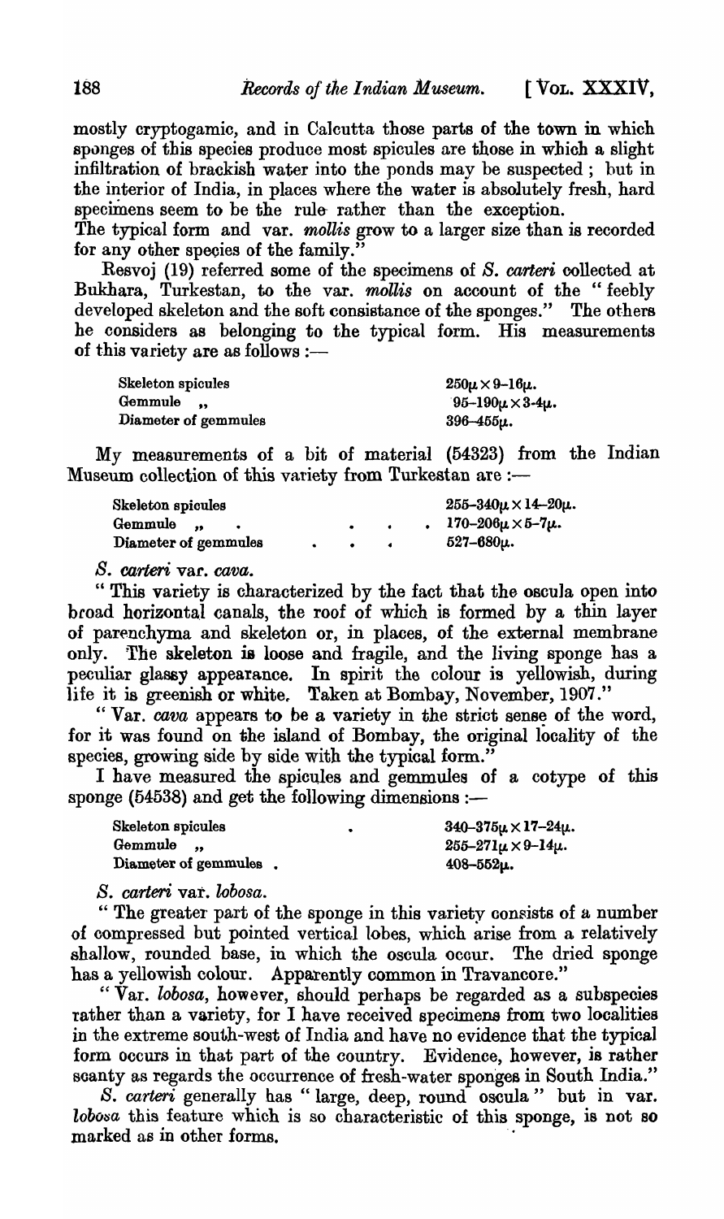mostly cryptogamic, and in Calcutta those parts of the town in which sponges of this species produce most spicules are those in which a slight infiltration of brackish water into the ponds may be suspected; but in the interior of India, in places where the water is absolutely fresh, hard specimens seem to be the rule rather than the exception.

The typical form and var. *mollis* grow to a larger size than is recorded for any other species of the family."

Resvoj (19) referred some of the specimens of *S. carteri* collected at Bukhara, Turkestan, to the var. *mollis* on account of the "feebly developed skeleton and the soft consistance of the sponges." The others he considers as belonging to the typical form. His measurements of this variety are as follows:—

| | |
|---|---|
| Skeleton spicules | $250\mu \times 9\text{–}16\mu$. |
| Gemmule " | $95\text{–}190\mu \times 3\text{-}4\mu$. |
| Diameter of gemmules | $396\text{–}455\mu$. |

My measurements of a bit of material (54323) from the Indian Museum collection of this variety from Turkestan are:—

| | |
|---|---|
| Skeleton spicules | $255\text{–}340\mu \times 14\text{–}20\mu$. |
| Gemmule " | $170\text{–}206\mu \times 5\text{–}7\mu$. |
| Diameter of gemmules | $527\text{–}680\mu$. |

*S. carteri* var. *cava*.

"This variety is characterized by the fact that the oscula open into broad horizontal canals, the roof of which is formed by a thin layer of parenchyma and skeleton or, in places, of the external membrane only. The skeleton is loose and fragile, and the living sponge has a peculiar glassy appearance. In spirit the colour is yellowish, during life it is greenish or white. Taken at Bombay, November, 1907."

"Var. *cava* appears to be a variety in the strict sense of the word, for it was found on the island of Bombay, the original locality of the species, growing side by side with the typical form."

I have measured the spicules and gemmules of a cotype of this sponge (54538) and get the following dimensions:—

| | |
|---|---|
| Skeleton spicules | $340\text{–}375\mu \times 17\text{–}24\mu$. |
| Gemmule " | $255\text{–}271\mu \times 9\text{–}14\mu$. |
| Diameter of gemmules | $408\text{–}552\mu$. |

*S. carteri* var. *lobosa*.

"The greater part of the sponge in this variety consists of a number of compressed but pointed vertical lobes, which arise from a relatively shallow, rounded base, in which the oscula occur. The dried sponge has a yellowish colour. Apparently common in Travancore."

"Var. *lobosa*, however, should perhaps be regarded as a subspecies rather than a variety, for I have received specimens from two localities in the extreme south-west of India and have no evidence that the typical form occurs in that part of the country. Evidence, however, is rather scanty as regards the occurrence of fresh-water sponges in South India."

*S. carteri* generally has "large, deep, round oscula" but in var. *lobosa* this feature which is so characteristic of this sponge, is not so marked as in other forms.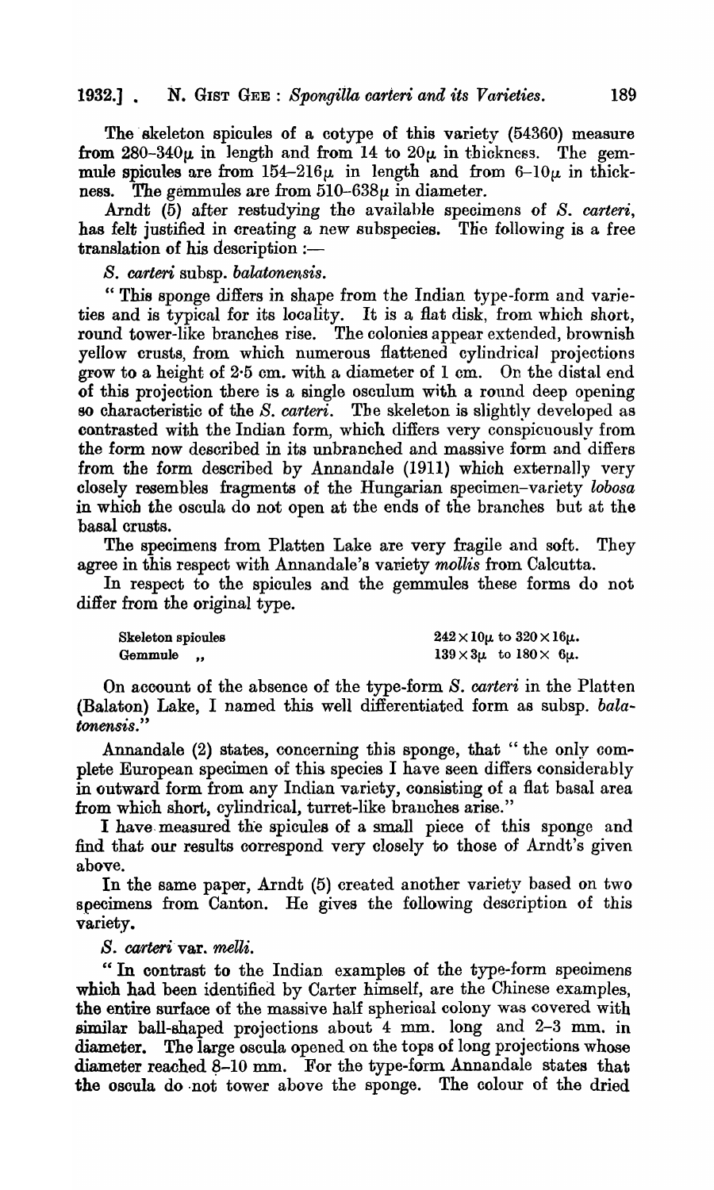The skeleton spicules of a cotype of this variety (54360) measure from 280–340$\mu$ in length and from 14 to 20$\mu$ in thickness. The gemmule spicules are from 154–216$\mu$ in length and from 6–10$\mu$ in thickness. The gemmules are from 510–638$\mu$ in diameter.

Arndt (5) after restudying the available specimens of *S. carteri*, has felt justified in creating a new subspecies. The following is a free translation of his description :—

*S. carteri* subsp. *balatonensis.*

" This sponge differs in shape from the Indian type-form and varieties and is typical for its locality. It is a flat disk, from which short, round tower-like branches rise. The colonies appear extended, brownish yellow crusts, from which numerous flattened cylindrical projections grow to a height of 2·5 cm. with a diameter of 1 cm. On the distal end of this projection there is a single osculum with a round deep opening so characteristic of the *S. carteri*. The skeleton is slightly developed as contrasted with the Indian form, which differs very conspicuously from the form now described in its unbranched and massive form and differs from the form described by Annandale (1911) which externally very closely resembles fragments of the Hungarian specimen–variety *lobosa* in which the oscula do not open at the ends of the branches but at the basal crusts.

The specimens from Platten Lake are very fragile and soft. They agree in this respect with Annandale's variety *mollis* from Calcutta.

In respect to the spicules and the gemmules these forms do not differ from the original type.

| | |
|---|---|
| Skeleton spicules | $242 \times 10\mu$ to $320 \times 16\mu$. |
| Gemmule ,, | $139 \times 3\mu$ to $180 \times 6\mu$. |

On account of the absence of the type-form *S. carteri* in the Platten (Balaton) Lake, I named this well differentiated form as subsp. *balatonensis*."

Annandale (2) states, concerning this sponge, that " the only complete European specimen of this species I have seen differs considerably in outward form from any Indian variety, consisting of a flat basal area from which short, cylindrical, turret-like branches arise."

I have measured the spicules of a small piece of this sponge and find that our results correspond very closely to those of Arndt's given above.

In the same paper, Arndt (5) created another variety based on two specimens from Canton. He gives the following description of this variety.

*S. carteri* var. *melli.*

" In contrast to the Indian examples of the type-form specimens which had been identified by Carter himself, are the Chinese examples, the entire surface of the massive half spherical colony was covered with similar ball-shaped projections about 4 mm. long and 2–3 mm. in diameter. The large oscula opened on the tops of long projections whose diameter reached 8–10 mm. For the type-form Annandale states that the oscula do not tower above the sponge. The colour of the dried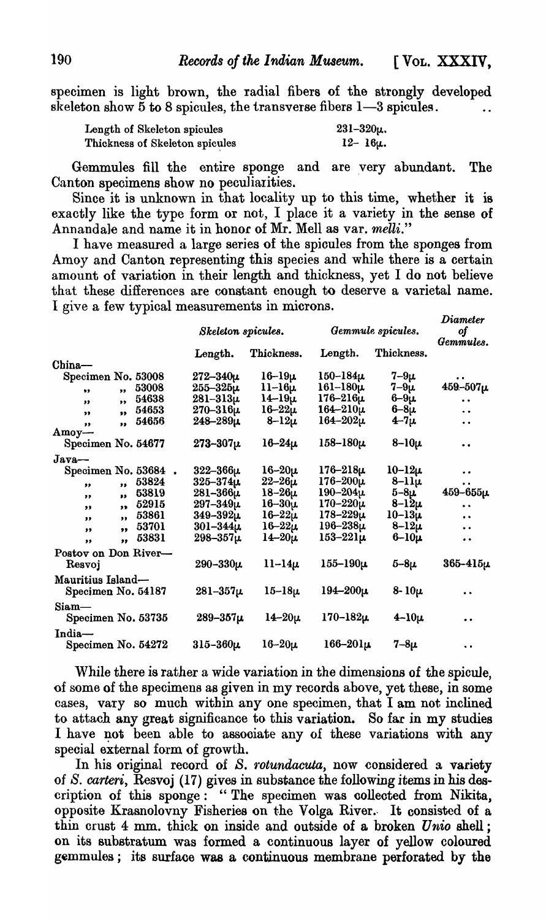specimen is light brown, the radial fibers of the strongly developed skeleton show 5 to 8 spicules, the transverse fibers 1—3 spicules.

| | |
|---|---|
| Length of Skeleton spicules | 231–320μ. |
| Thickness of Skeleton spicules | 12– 16μ. |

Gemmules fill the entire sponge and are very abundant. The Canton specimens show no peculiarities.

Since it is unknown in that locality up to this time, whether it is exactly like the type form or not, I place it a variety in the sense of Annandale and name it in honor of Mr. Mell as var. *melli*."

I have measured a large series of the spicules from the sponges from Amoy and Canton representing this species and while there is a certain amount of variation in their length and thickness, yet I do not believe that these differences are constant enough to deserve a varietal name. I give a few typical measurements in microns.

| | *Skeleton spicules.* | | *Gemmule spicules.* | | *Diameter of Gemmules.* |
|---|---|---|---|---|---|
| | Length. | Thickness. | Length. | Thickness. | |
| China— | | | | | |
| Specimen No. 53008 | 272–340μ | 16–19μ | 150–184μ | 7–9μ | .. |
| ,, ,, 53008 | 255–325μ | 11–16μ | 161–180μ | 7–9μ | 459–507μ |
| ,, ,, 54638 | 281–313μ | 14–19μ | 176–216μ | 6–9μ | .. |
| ,, ,, 54653 | 270–316μ | 16–22μ | 164–210μ | 6–8μ | .. |
| ,, ,, 54656 | 248–289μ | 8–12μ | 164–202μ | 4–7μ | .. |
| Amoy— | | | | | |
| Specimen No. 54677 | 273–307μ | 16–24μ | 158–180μ | 8–10μ | .. |
| Java— | | | | | |
| Specimen No. 53684 . | 322–366μ | 16–20μ | 176–218μ | 10–12μ | .. |
| ,, ,, 53824 | 325–374μ | 22–26μ | 176–200μ | 8–11μ | .. |
| ,, ,, 53819 | 281–366μ | 18–26μ | 190–204μ | 5–8μ | 459–655μ |
| ,, ,, 52915 | 297–349μ | 16–30μ | 170–220μ | 8–12μ | .. |
| ,, ,, 53861 | 349–392μ | 16–22μ | 178–229μ | 10–13μ | .. |
| ,, ,, 53701 | 301–344μ | 16–22μ | 196–238μ | 8–12μ | .. |
| ,, ,, 53831 | 298–357μ | 14–20μ | 153–221μ | 6–10μ | .. |
| Postov on Don River— Resvoj | 290–330μ | 11–14μ | 155–190μ | 5–8μ | 365–415μ |
| Mauritius Island— Specimen No. 54187 | 281–357μ | 15–18μ | 194–200μ | 8- 10μ | .. |
| Siam— Specimen No. 53735 | 289–357μ | 14–20μ | 170–182μ | 4–10μ | .. |
| India— Specimen No. 54272 | 315–360μ | 16–20μ | 166–201μ | 7–8μ | .. |

While there is rather a wide variation in the dimensions of the spicule, of some of the specimens as given in my records above, yet these, in some cases, vary so much within any one specimen, that I am not inclined to attach any great significance to this variation. So far in my studies I have not been able to associate any of these variations with any special external form of growth.

In his original record of *S. rotundacuta*, now considered a variety of *S. carteri*, Resvoj (17) gives in substance the following items in his description of this sponge: "The specimen was collected from Nikita, opposite Krasnolovny Fisheries on the Volga River. It consisted of a thin crust 4 mm. thick on inside and outside of a broken *Unio* shell; on its substratum was formed a continuous layer of yellow coloured gemmules; its surface was a continuous membrane perforated by the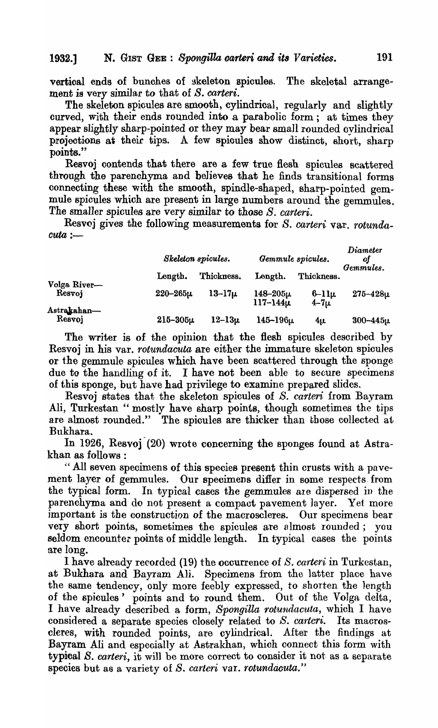vertical ends of bunches of skeleton spicules. The skeletal arrangement is very similar to that of *S. carteri*.

The skeleton spicules are smooth, cylindrical, regularly and slightly curved, with their ends rounded into a parabolic form; at times they appear slightly sharp-pointed or they may bear small rounded cylindrical projections at their tips. A few spicules show distinct, short, sharp points."

Resvoj contends that there are a few true flesh spicules scattered through the parenchyma and believes that he finds transitional forms connecting these with the smooth, spindle-shaped, sharp-pointed gemmule spicules which are present in large numbers around the gemmules. The smaller spicules are very similar to those *S. carteri*.

Resvoj gives the following measurements for *S. carteri* var. *rotundacuta* :—

| | *Skeleton spicules.* | | *Gemmule spicules.* | | *Diameter of Gemmules.* |
|---|---|---|---|---|---|
| | Length. | Thickness. | Length. | Thickness. | |
| Volga River— Resvoj | 220–265μ | 13–17μ | 148–205μ<br>117–144μ | 6–11μ<br>4–7μ | 275–428μ |
| Astrakahan— Resvoj | 215–305μ | 12–13μ | 145–196μ | 4μ | 300–445μ |

The writer is of the opinion that the flesh spicules described by Resvoj in his var. *rotundacuta* are either the immature skeleton spicules or the gemmule spicules which have been scattered through the sponge due to the handling of it. I have not been able to secure specimens of this sponge, but have had privilege to examine prepared slides.

Resvoj states that the skeleton spicules of *S. carteri* from Bayram Ali, Turkestan "mostly have sharp points, though sometimes the tips are almost rounded." The spicules are thicker than those collected at Bukhara.

In 1926, Resvoj (20) wrote concerning the sponges found at Astrakhan as follows :

"All seven specimens of this species present thin crusts with a pavement layer of gemmules. Our specimens differ in some respects from the typical form. In typical cases the gemmules are dispersed in the parenchyma and do not present a compact pavement layer. Yet more important is the construction of the macroscleres. Our specimens bear very short points, sometimes the spicules are almost rounded; you seldom encounter points of middle length. In typical cases the points are long.

I have already recorded (19) the occurrence of *S. carteri* in Turkestan, at Bukhara and Bayram Ali. Specimens from the latter place have the same tendency, only more feebly expressed, to shorten the length of the spicules' points and to round them. Out of the Volga delta, I have already described a form, *Spongilla rotundacuta*, which I have considered a separate species closely related to *S. carteri*. Its macroscleres, with rounded points, are cylindrical. After the findings at Bayram Ali and especially at Astrakhan, which connect this form with typical *S. carteri*, it will be more correct to consider it not as a separate species but as a variety of *S. carteri* var. *rotundacuta*."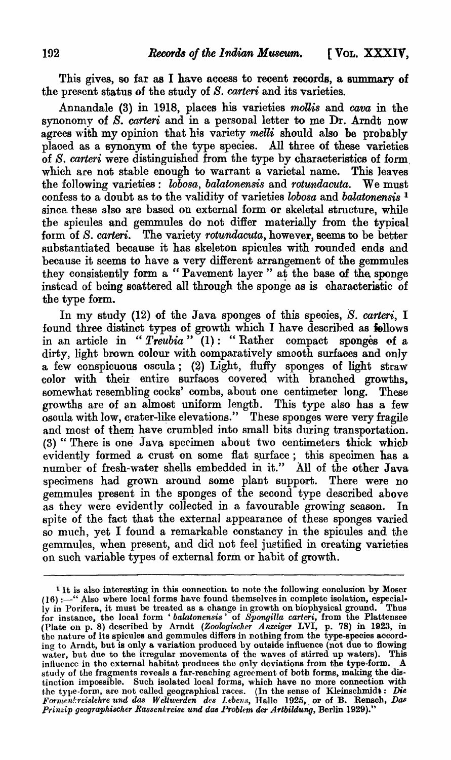This gives, so far as I have access to recent records, a summary of the present status of the study of *S. carteri* and its varieties.

Annandale (3) in 1918, places his varieties *mollis* and *cava* in the synonomy of *S. carteri* and in a personal letter to me Dr. Arndt now agrees with my opinion that his variety *melli* should also be probably placed as a synonym of the type species. All three of these varieties of *S. carteri* were distinguished from the type by characteristics of form which are not stable enough to warrant a varietal name. This leaves the following varieties: *lobosa*, *balatonensis* and *rotundacuta*. We must confess to a doubt as to the validity of varieties *lobosa* and *balatonensis* [1] since these also are based on external form or skeletal structure, while the spicules and gemmules do not differ materially from the typical form of *S. carteri*. The variety *rotundacuta*, however, seems to be better substantiated because it has skeleton spicules with rounded ends and because it seems to have a very different arrangement of the gemmules they consistently form a "Pavement layer" at the base of the sponge instead of being scattered all through the sponge as is characteristic of the type form.

In my study (12) of the Java sponges of this species, *S. carteri*, I found three distinct types of growth which I have described as follows in an article in "*Treubia*" (1): "Rather compact sponges of a dirty, light brown colour with comparatively smooth surfaces and only a few conspicuous oscula; (2) Light, fluffy sponges of light straw color with their entire surfaces covered with branched growths, somewhat resembling cocks' combs, about one centimeter long. These growths are of an almost uniform length. This type also has a few oscula with low, crater-like elevations." These sponges were very fragile and most of them have crumbled into small bits during transportation. (3) "There is one Java specimen about two centimeters thick which evidently formed a crust on some flat surface; this specimen has a number of fresh-water shells embedded in it." All of the other Java specimens had grown around some plant support. There were no gemmules present in the sponges of the second type described above as they were evidently collected in a favourable growing season. In spite of the fact that the external appearance of these sponges varied so much, yet I found a remarkable constancy in the spicules and the gemmules, when present, and did not feel justified in creating varieties on such variable types of external form or habit of growth.

---

[1] It is also interesting in this connection to note the following conclusion by Moser (16):—"Also where local forms have found themselves in complete isolation, especially in Porifera, it must be treated as a change in growth on biophysical ground. Thus for instance, the local form '*balatonensis*' of *Spongilla carteri*, from the Plattensee (Plate on p. 8) described by Arndt (*Zoologischer Anzeiger* LVI, p. 78) in 1923, in the nature of its spicules and gemmules differs in nothing from the type-species according to Arndt, but is only a variation produced by outside influence (not due to flowing water, but due to the irregular movements of the waves of stirred up waters). This influence in the external habitat produces the only deviations from the type-form. A study of the fragments reveals a far-reaching agreement of both forms, making the distinction impossible. Such isolated local forms, which have no more connection with the type-form, are not called geographical races. (In the sense of Kleinschmidt: *Die Formenkreislehre und das Weltwerden des Lebens*, Halle 1925, or of B. Rensch, *Das Prinzip geographischer Rassenkreise und das Problem der Artbildung*, Berlin 1929)."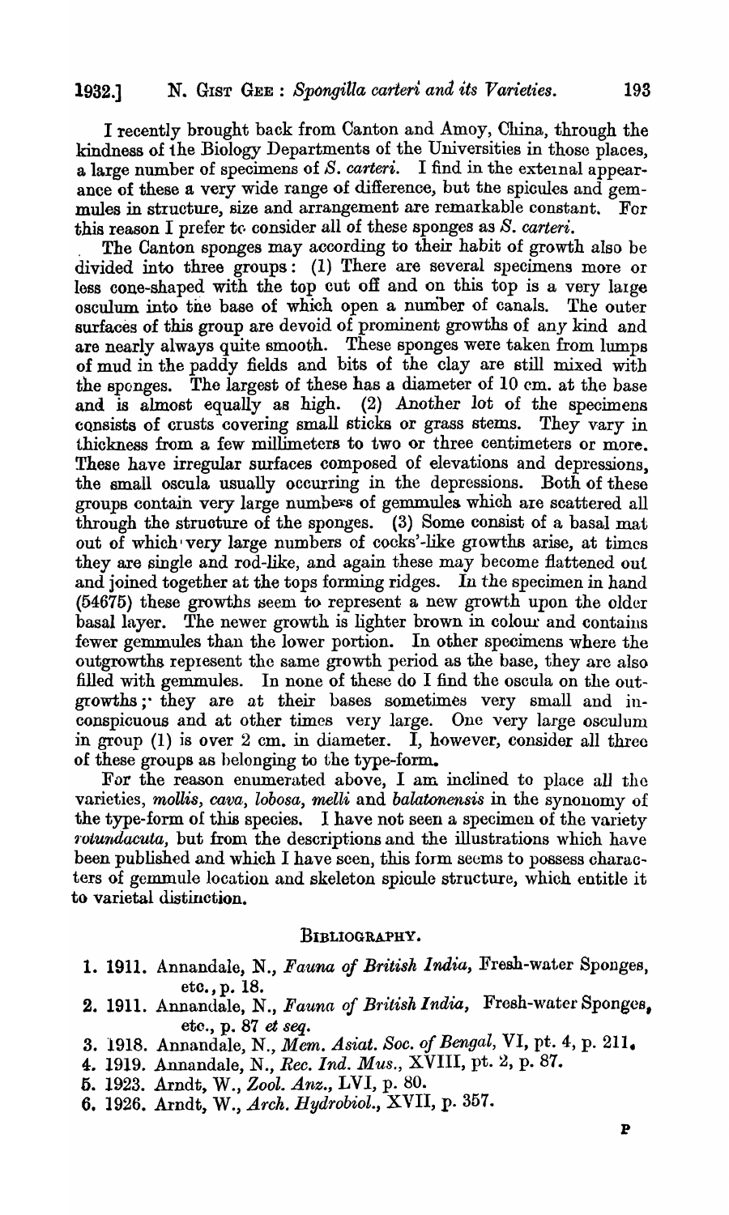I recently brought back from Canton and Amoy, China, through the kindness of the Biology Departments of the Universities in those places, a large number of specimens of *S. carteri*. I find in the external appearance of these a very wide range of difference, but the spicules and gemmules in structure, size and arrangement are remarkable constant. For this reason I prefer to consider all of these sponges as *S. carteri*.

The Canton sponges may according to their habit of growth also be divided into three groups: (1) There are several specimens more or less cone-shaped with the top cut off and on this top is a very large osculum into the base of which open a number of canals. The outer surfaces of this group are devoid of prominent growths of any kind and are nearly always quite smooth. These sponges were taken from lumps of mud in the paddy fields and bits of the clay are still mixed with the sponges. The largest of these has a diameter of 10 cm. at the base and is almost equally as high. (2) Another lot of the specimens consists of crusts covering small sticks or grass stems. They vary in thickness from a few millimeters to two or three centimeters or more. These have irregular surfaces composed of elevations and depressions, the small oscula usually occurring in the depressions. Both of these groups contain very large numbers of gemmules which are scattered all through the structure of the sponges. (3) Some consist of a basal mat out of which very large numbers of cocks'-like growths arise, at times they are single and rod-like, and again these may become flattened out and joined together at the tops forming ridges. In the specimen in hand (54675) these growths seem to represent a new growth upon the older basal layer. The newer growth is lighter brown in colour and contains fewer gemmules than the lower portion. In other specimens where the outgrowths represent the same growth period as the base, they are also filled with gemmules. In none of these do I find the oscula on the outgrowths; they are at their bases sometimes very small and inconspicuous and at other times very large. One very large osculum in group (1) is over 2 cm. in diameter. I, however, consider all three of these groups as belonging to the type-form.

For the reason enumerated above, I am inclined to place all the varieties, *mollis*, *cava*, *lobosa*, *melli* and *balatonensis* in the synonomy of the type-form of this species. I have not seen a specimen of the variety *rotundacuta*, but from the descriptions and the illustrations which have been published and which I have seen, this form seems to possess characters of gemmule location and skeleton spicule structure, which entitle it to varietal distinction.

## BIBLIOGRAPHY.

1. 1911. Annandale, N., *Fauna of British India*, Fresh-water Sponges, etc., p. 18.
2. 1911. Annandale, N., *Fauna of British India*, Fresh-water Sponges, etc., p. 87 *et seq.*
3. 1918. Annandale, N., *Mem. Asiat. Soc. of Bengal*, VI, pt. 4, p. 211.
4. 1919. Annandale, N., *Rec. Ind. Mus.*, XVIII, pt. 2, p. 87.
5. 1923. Arndt, W., *Zool. Anz.*, LVI, p. 80.
6. 1926. Arndt, W., *Arch. Hydrobiol.*, XVII, p. 357.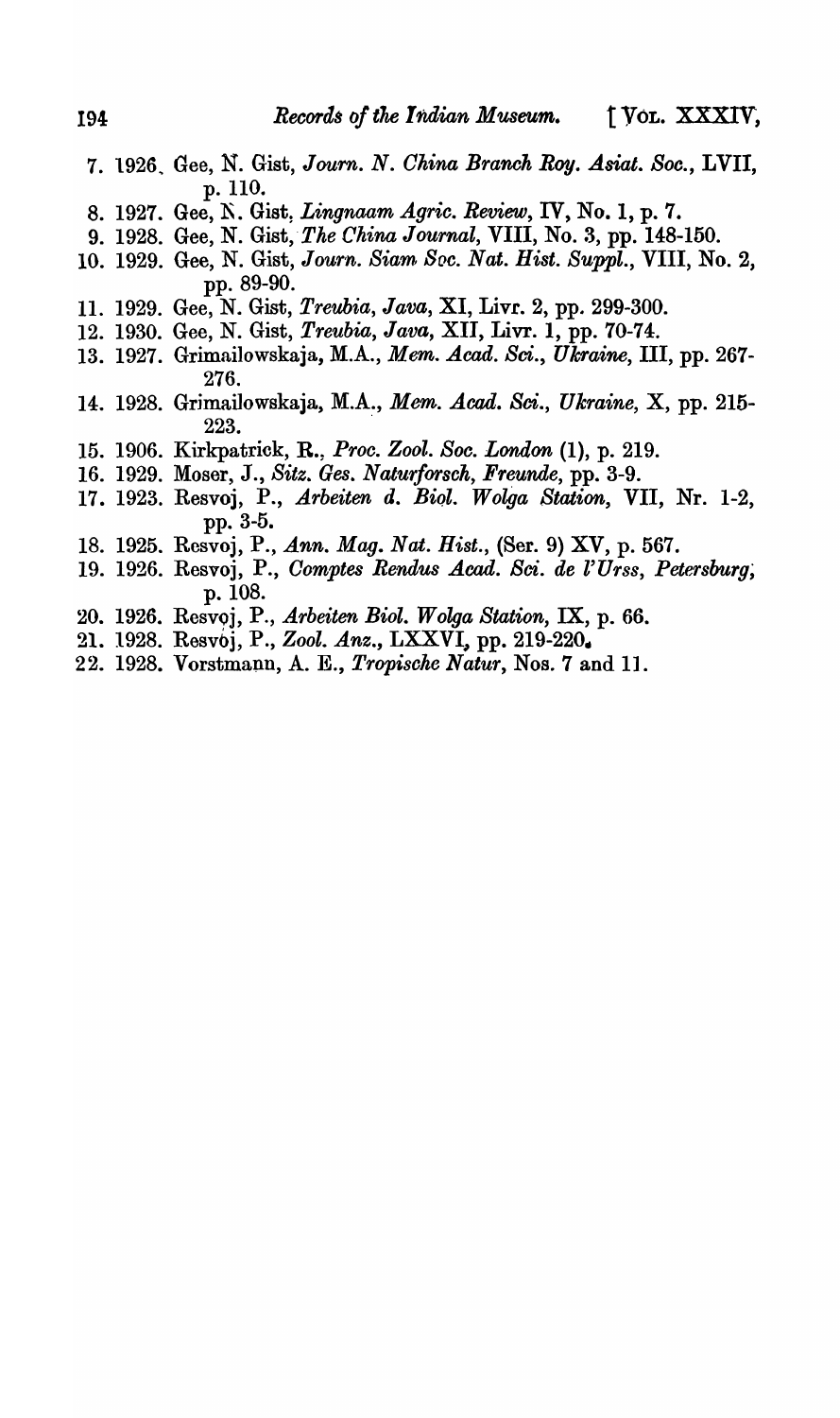7. 1926. Gee, N. Gist, *Journ. N. China Branch Roy. Asiat. Soc.*, LVII, p. 110.
8. 1927. Gee, N. Gist, *Lingnaam Agric. Review*, IV, No. 1, p. 7.
9. 1928. Gee, N. Gist, *The China Journal*, VIII, No. 3, pp. 148-150.
10. 1929. Gee, N. Gist, *Journ. Siam Soc. Nat. Hist. Suppl.*, VIII, No. 2, pp. 89-90.
11. 1929. Gee, N. Gist, *Treubia, Java*, XI, Livr. 2, pp. 299-300.
12. 1930. Gee, N. Gist, *Treubia, Java*, XII, Livr. 1, pp. 70-74.
13. 1927. Grimailowskaja, M.A., *Mem. Acad. Sci., Ukraine*, III, pp. 267-276.
14. 1928. Grimailowskaja, M.A., *Mem. Acad. Sci., Ukraine*, X, pp. 215-223.
15. 1906. Kirkpatrick, R., *Proc. Zool. Soc. London* (1), p. 219.
16. 1929. Moser, J., *Sitz. Ges. Naturforsch, Freunde*, pp. 3-9.
17. 1923. Resvoj, P., *Arbeiten d. Biol. Wolga Station*, VII, Nr. 1-2, pp. 3-5.
18. 1925. Resvoj, P., *Ann. Mag. Nat. Hist.*, (Ser. 9) XV, p. 567.
19. 1926. Resvoj, P., *Comptes Rendus Acad. Sci. de l'Urss, Petersburg*, p. 108.
20. 1926. Resvoj, P., *Arbeiten Biol. Wolga Station*, IX, p. 66.
21. 1928. Resvoj, P., *Zool. Anz.*, LXXVI, pp. 219-220.
22. 1928. Vorstmann, A. E., *Tropische Natur*, Nos. 7 and 11.